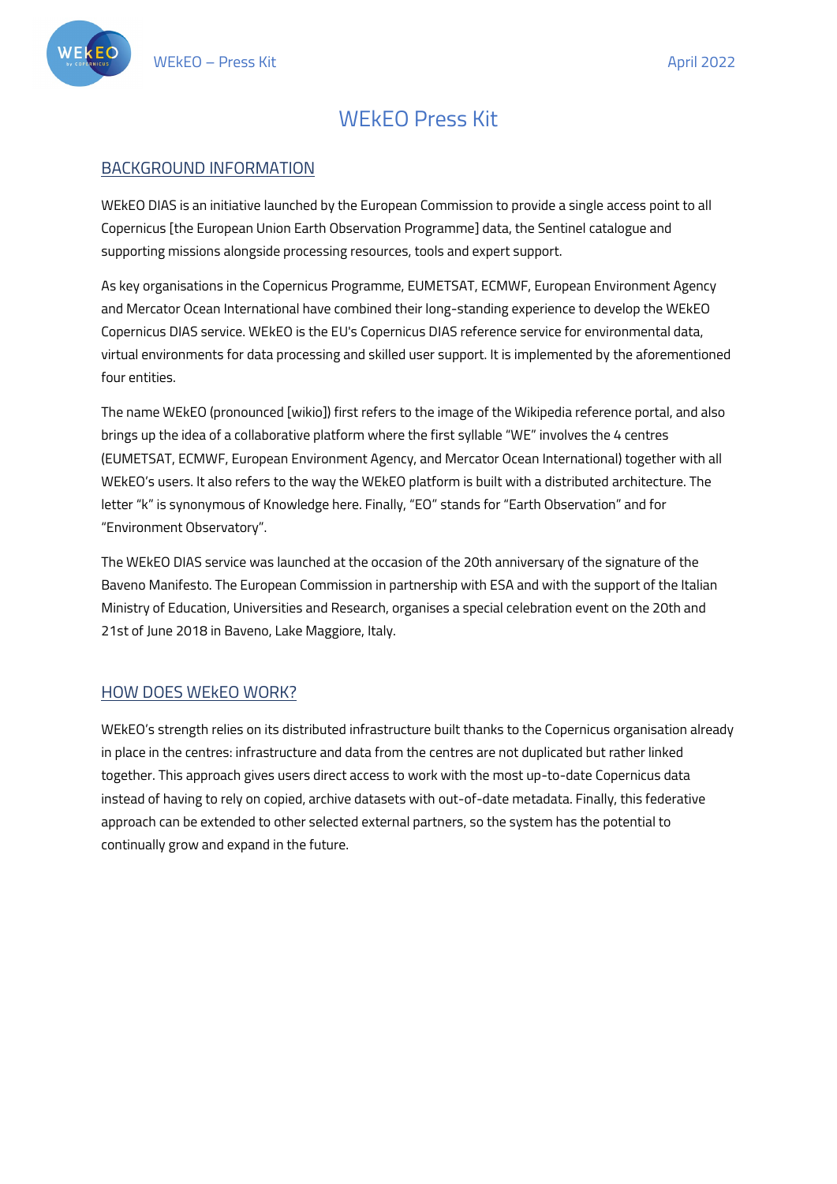# WEkEO Press Kit

## BACKGROUND INFORMATION

WEkEO DIAS is an initiative launched by the European Commission to provide a single access point to all Copernicus [the European Union Earth Observation Programme] data, the Sentinel catalogue and supporting missions alongside processing resources, tools and expert support.

As key organisations in the Copernicus Programme, EUMETSAT, ECMWF, European Environment Agency and Mercator Ocean International have combined their long-standing experience to develop the WEkEO Copernicus DIAS service. WEkEO is the EU's Copernicus DIAS reference service for environmental data, virtual environments for data processing and skilled user support. It is implemented by the aforementioned four entities.

The name WEkEO (pronounced [wikio]) first refers to the image of the Wikipedia reference portal, and also brings up the idea of a collaborative platform where the first syllable "WE" involves the 4 centres (EUMETSAT, ECMWF, European Environment Agency, and Mercator Ocean International) together with all WEkEO's users. It also refers to the way the WEkEO platform is built with a distributed architecture. The letter "k" is synonymous of Knowledge here. Finally, "EO" stands for "Earth Observation" and for "Environment Observatory".

The WEkEO DIAS service was launched at the occasion of the 20th anniversary of the signature of the Baveno Manifesto. The European Commission in partnership with ESA and with the support of the Italian Ministry of Education, Universities and Research, organises a special celebration event on the 20th and 21st of June 2018 in Baveno, Lake Maggiore, Italy.

## HOW DOES WEkEO WORK?

WEkEO's strength relies on its distributed infrastructure built thanks to the Copernicus organisation already in place in the centres: infrastructure and data from the centres are not duplicated but rather linked together. This approach gives users direct access to work with the most up-to-date Copernicus data instead of having to rely on copied, archive datasets with out-of-date metadata. Finally, this federative approach can be extended to other selected external partners, so the system has the potential to continually grow and expand in the future.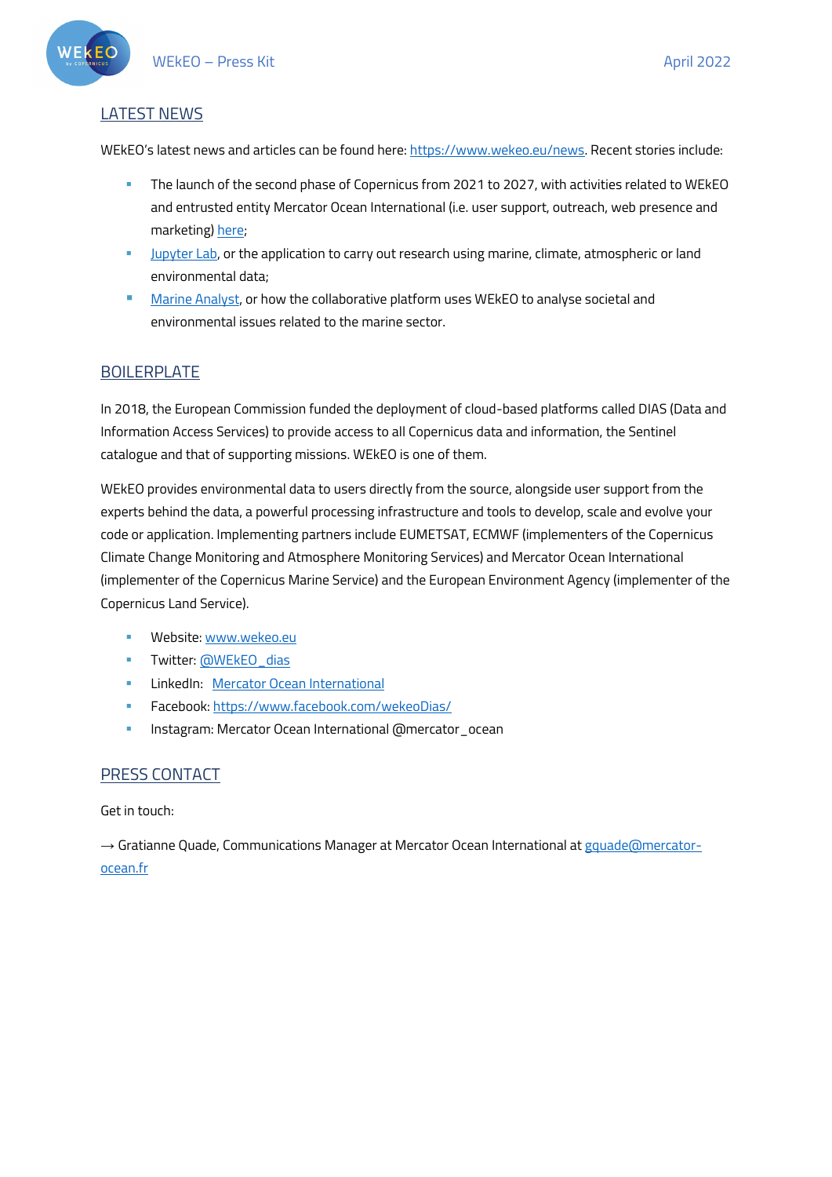## LATEST NEWS

WEkEO's latest news and articles can be found here: https://www.wekeo.eu/news. Recent stories include:

- The launch of the second phase of Copernicus from 2021 to 2027, with activities related to WEkEO and entrusted entity Mercator Ocean International (i.e. user support, outreach, web presence and marketing) here;
- Jupyter Lab, or the application to carry out research using marine, climate, atmospheric or land environmental data;
- Marine Analyst, or how the collaborative platform uses WEkEO to analyse societal and environmental issues related to the marine sector.

## BOILERPLATE

In 2018, the European Commission funded the deployment of cloud-based platforms called DIAS (Data and Information Access Services) to provide access to all Copernicus data and information, the Sentinel catalogue and that of supporting missions. WEkEO is one of them.

WEkEO provides environmental data to users directly from the source, alongside user support from the experts behind the data, a powerful processing infrastructure and tools to develop, scale and evolve your code or application. Implementing partners include EUMETSAT, ECMWF (implementers of the Copernicus Climate Change Monitoring and Atmosphere Monitoring Services) and Mercator Ocean International (implementer of the Copernicus Marine Service) and the European Environment Agency (implementer of the Copernicus Land Service).

- Website: www.wekeo.eu
- Twitter: @WEkEO_dias
- LinkedIn: Mercator Ocean International
- Facebook: https://www.facebook.com/wekeoDias/
- Instagram: Mercator Ocean International @mercator_ocean

## PRESS CONTACT

Get in touch:

→ Gratianne Quade, Communications Manager at Mercator Ocean International at gquade@mercator-ocean.fr